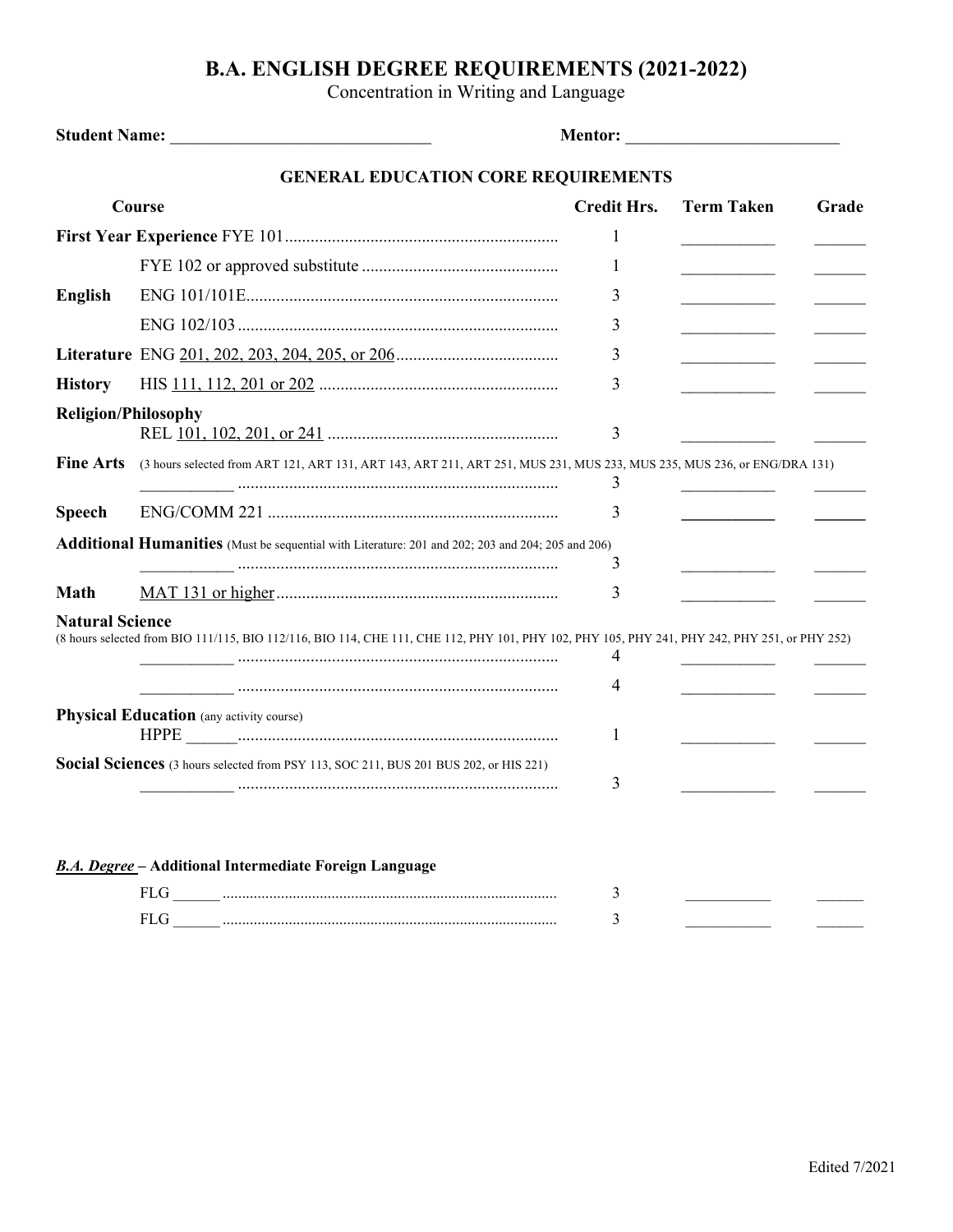# B.A. ENGLISH DEGREE REQUIREMENTS (2021-2022)

Concentration in Writing and Language

**Student Name:** ______________________________ **Mentor:** _________________________

## GENERAL EDUCATION CORE REQUIREMENTS

| Course | | Credit Hrs. | Term Taken | Grade |
|---|---|---|---|---|
| **First Year Experience** | FYE 101 | 1 | ___________ | ______ |
| | FYE 102 or approved substitute | 1 | ___________ | ______ |
| **English** | ENG 101/101E | 3 | ___________ | ______ |
| | ENG 102/103 | 3 | ___________ | ______ |
| **Literature** | ENG 201, 202, 203, 204, 205, or 206 | 3 | ___________ | ______ |
| **History** | HIS 111, 112, 201 or 202 | 3 | ___________ | ______ |
| **Religion/Philosophy** | REL 101, 102, 201, or 241 | 3 | ___________ | ______ |
| **Fine Arts** (3 hours selected from ART 121, ART 131, ART 143, ART 211, ART 251, MUS 231, MUS 233, MUS 235, MUS 236, or ENG/DRA 131) | ___________ | 3 | ___________ | ______ |
| **Speech** | ENG/COMM 221 | 3 | ___________ | ______ |
| **Additional Humanities** (Must be sequential with Literature: 201 and 202; 203 and 204; 205 and 206) | ___________ | 3 | ___________ | ______ |
| **Math** | MAT 131 or higher | 3 | ___________ | ______ |
| **Natural Science** (8 hours selected from BIO 111/115, BIO 112/116, BIO 114, CHE 111, CHE 112, PHY 101, PHY 102, PHY 105, PHY 241, PHY 242, PHY 251, or PHY 252) | ___________ | 4 | ___________ | ______ |
| | ___________ | 4 | ___________ | ______ |
| **Physical Education** (any activity course) | HPPE ______ | 1 | ___________ | ______ |
| **Social Sciences** (3 hours selected from PSY 113, SOC 211, BUS 201 BUS 202, or HIS 221) | ___________ | 3 | ___________ | ______ |

***B.A. Degree*** **– Additional Intermediate Foreign Language**

| | | Credit Hrs. | Term Taken | Grade |
|---|---|---|---|---|
| | FLG ______ | 3 | ___________ | ______ |
| | FLG ______ | 3 | ___________ | ______ |

Edited 7/2021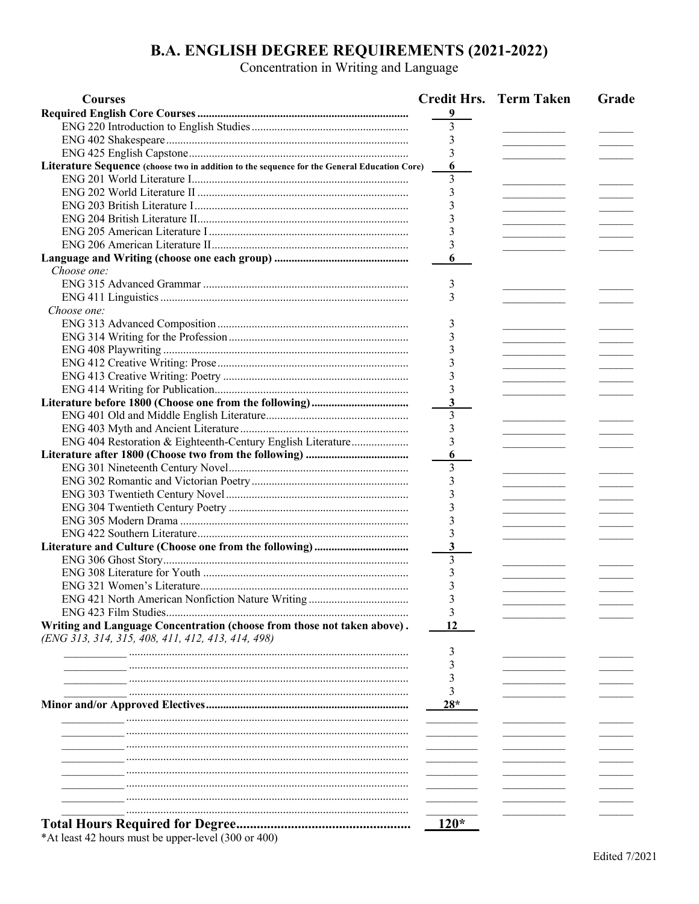# B.A. ENGLISH DEGREE REQUIREMENTS (2021-2022)

Concentration in Writing and Language

| Courses | Credit Hrs. | Term Taken | Grade |
|---|---|---|---|
| **Required English Core Courses** | **9** | | |
| ENG 220 Introduction to English Studies | 3 | ___ | ___ |
| ENG 402 Shakespeare | 3 | ___ | ___ |
| ENG 425 English Capstone | 3 | ___ | ___ |
| **Literature Sequence (choose two in addition to the sequence for the General Education Core)** | **6** | | |
| ENG 201 World Literature I | 3 | ___ | ___ |
| ENG 202 World Literature II | 3 | ___ | ___ |
| ENG 203 British Literature I | 3 | ___ | ___ |
| ENG 204 British Literature II | 3 | ___ | ___ |
| ENG 205 American Literature I | 3 | ___ | ___ |
| ENG 206 American Literature II | 3 | ___ | ___ |
| **Language and Writing (choose one each group)** | **6** | | |
| *Choose one:* | | | |
| ENG 315 Advanced Grammar | 3 | ___ | ___ |
| ENG 411 Linguistics | 3 | ___ | ___ |
| *Choose one:* | | | |
| ENG 313 Advanced Composition | 3 | ___ | ___ |
| ENG 314 Writing for the Profession | 3 | ___ | ___ |
| ENG 408 Playwriting | 3 | ___ | ___ |
| ENG 412 Creative Writing: Prose | 3 | ___ | ___ |
| ENG 413 Creative Writing: Poetry | 3 | ___ | ___ |
| ENG 414 Writing for Publication | 3 | ___ | ___ |
| **Literature before 1800 (Choose one from the following)** | **3** | | |
| ENG 401 Old and Middle English Literature | 3 | ___ | ___ |
| ENG 403 Myth and Ancient Literature | 3 | ___ | ___ |
| ENG 404 Restoration & Eighteenth-Century English Literature | 3 | ___ | ___ |
| **Literature after 1800 (Choose two from the following)** | **6** | | |
| ENG 301 Nineteenth Century Novel | 3 | ___ | ___ |
| ENG 302 Romantic and Victorian Poetry | 3 | ___ | ___ |
| ENG 303 Twentieth Century Novel | 3 | ___ | ___ |
| ENG 304 Twentieth Century Poetry | 3 | ___ | ___ |
| ENG 305 Modern Drama | 3 | ___ | ___ |
| ENG 422 Southern Literature | 3 | ___ | ___ |
| **Literature and Culture (Choose one from the following)** | **3** | | |
| ENG 306 Ghost Story | 3 | ___ | ___ |
| ENG 308 Literature for Youth | 3 | ___ | ___ |
| ENG 321 Women's Literature | 3 | ___ | ___ |
| ENG 421 North American Nonfiction Nature Writing | 3 | ___ | ___ |
| ENG 423 Film Studies | 3 | ___ | ___ |
| **Writing and Language Concentration (choose from those not taken above).** *(ENG 313, 314, 315, 408, 411, 412, 413, 414, 498)* | **12** | | |
| ___ | 3 | ___ | ___ |
| ___ | 3 | ___ | ___ |
| ___ | 3 | ___ | ___ |
| ___ | 3 | ___ | ___ |
| **Minor and/or Approved Electives** | **28*** | | |
| ___ | ___ | ___ | ___ |
| ___ | ___ | ___ | ___ |
| ___ | ___ | ___ | ___ |
| ___ | ___ | ___ | ___ |
| ___ | ___ | ___ | ___ |
| ___ | ___ | ___ | ___ |
| ___ | ___ | ___ | ___ |
| ___ | ___ | ___ | ___ |
| **Total Hours Required for Degree** | **120*** | | |

*At least 42 hours must be upper-level (300 or 400)

Edited 7/2021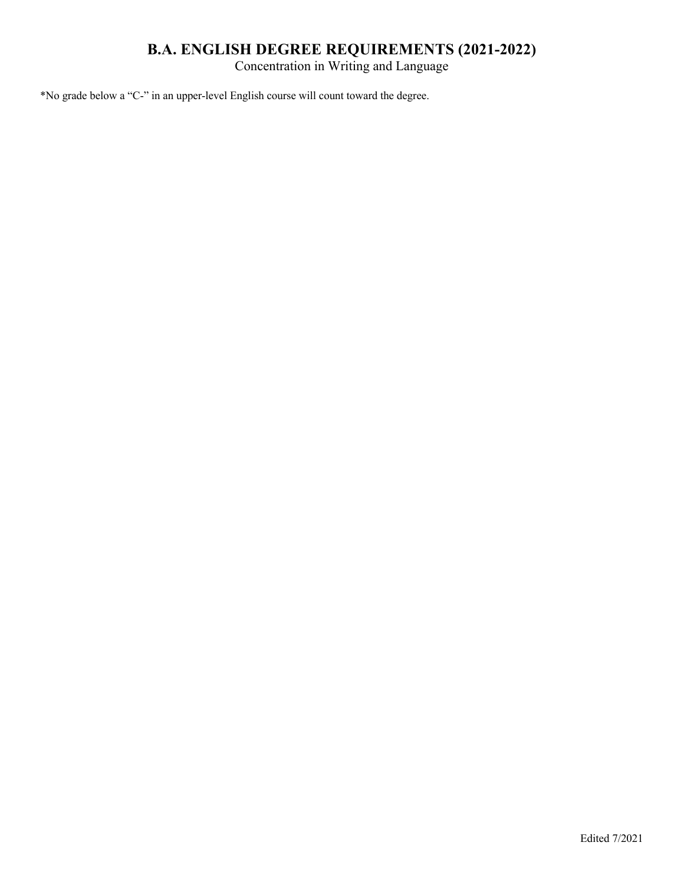# B.A. ENGLISH DEGREE REQUIREMENTS (2021-2022)

Concentration in Writing and Language

*No grade below a "C-" in an upper-level English course will count toward the degree.

Edited 7/2021